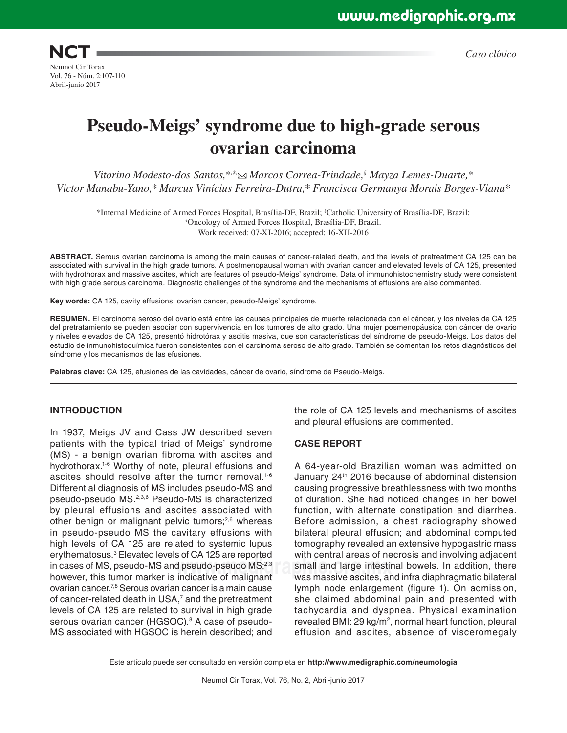Caso clínico

# Pseudo-Meigs' syndrome due to high-grade serous ovarian carcinoma

*Vitorino Modesto-dos Santos,*[*,‡] Marcos Correa-Trindade,[§] Mayza Lemes-Duarte,[*] Victor Manabu-Yano,[*] Marcus Vinícius Ferreira-Dutra,[*] Francisca Germanya Morais Borges-Viana[*]

[*]Internal Medicine of Armed Forces Hospital, Brasília-DF, Brazil; [‡]Catholic University of Brasília-DF, Brazil; [§]Oncology of Armed Forces Hospital, Brasília-DF, Brazil.
Work received: 07-XI-2016; accepted: 16-XII-2016

**ABSTRACT.** Serous ovarian carcinoma is among the main causes of cancer-related death, and the levels of pretreatment CA 125 can be associated with survival in the high grade tumors. A postmenopausal woman with ovarian cancer and elevated levels of CA 125, presented with hydrothorax and massive ascites, which are features of pseudo-Meigs' syndrome. Data of immunohistochemistry study were consistent with high grade serous carcinoma. Diagnostic challenges of the syndrome and the mechanisms of effusions are also commented.

**Key words:** CA 125, cavity effusions, ovarian cancer, pseudo-Meigs' syndrome.

**RESUMEN.** El carcinoma seroso del ovario está entre las causas principales de muerte relacionada con el cáncer, y los niveles de CA 125 del pretratamiento se pueden asociar con supervivencia en los tumores de alto grado. Una mujer posmenopáusica con cáncer de ovario y niveles elevados de CA 125, presentó hidrotórax y ascitis masiva, que son características del síndrome de pseudo-Meigs. Los datos del estudio de inmunohistoquímica fueron consistentes con el carcinoma seroso de alto grado. También se comentan los retos diagnósticos del síndrome y los mecanismos de las efusiones.

**Palabras clave:** CA 125, efusiones de las cavidades, cáncer de ovario, síndrome de Pseudo-Meigs.

## INTRODUCTION

In 1937, Meigs JV and Cass JW described seven patients with the typical triad of Meigs' syndrome (MS) - a benign ovarian fibroma with ascites and hydrothorax.[1-6] Worthy of note, pleural effusions and ascites should resolve after the tumor removal.[1-6] Differential diagnosis of MS includes pseudo-MS and pseudo-pseudo MS.[2,3,6] Pseudo-MS is characterized by pleural effusions and ascites associated with other benign or malignant pelvic tumors;[2,6] whereas in pseudo-pseudo MS the cavitary effusions with high levels of CA 125 are related to systemic lupus erythematosus.[3] Elevated levels of CA 125 are reported in cases of MS, pseudo-MS and pseudo-pseudo MS;[2,3] however, this tumor marker is indicative of malignant ovarian cancer.[7,8] Serous ovarian cancer is a main cause of cancer-related death in USA,[7] and the pretreatment levels of CA 125 are related to survival in high grade serous ovarian cancer (HGSOC).[8] A case of pseudo-MS associated with HGSOC is herein described; and the role of CA 125 levels and mechanisms of ascites and pleural effusions are commented.

## CASE REPORT

A 64-year-old Brazilian woman was admitted on January 24th 2016 because of abdominal distension causing progressive breathlessness with two months of duration. She had noticed changes in her bowel function, with alternate constipation and diarrhea. Before admission, a chest radiography showed bilateral pleural effusion; and abdominal computed tomography revealed an extensive hypogastric mass with central areas of necrosis and involving adjacent small and large intestinal bowels. In addition, there was massive ascites, and infra diaphragmatic bilateral lymph node enlargement (figure 1). On admission, she claimed abdominal pain and presented with tachycardia and dyspnea. Physical examination revealed BMI: 29 kg/m$^2$, normal heart function, pleural effusion and ascites, absence of visceromegaly

Este artículo puede ser consultado en versión completa en **http://www.medigraphic.com/neumologia**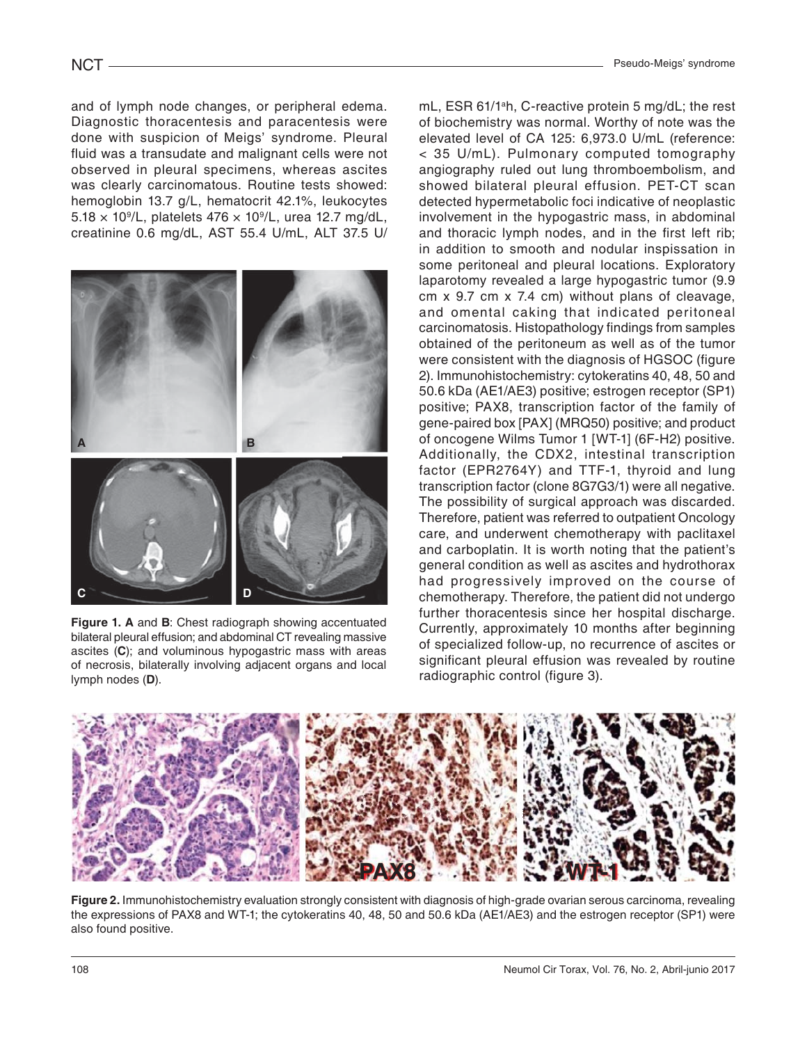and of lymph node changes, or peripheral edema. Diagnostic thoracentesis and paracentesis were done with suspicion of Meigs' syndrome. Pleural fluid was a transudate and malignant cells were not observed in pleural specimens, whereas ascites was clearly carcinomatous. Routine tests showed: hemoglobin 13.7 g/L, hematocrit 42.1%, leukocytes $5.18 \times 10^9$/L, platelets $476 \times 10^9$/L, urea 12.7 mg/dL, creatinine 0.6 mg/dL, AST 55.4 U/mL, ALT 37.5 U/mL, ESR 61/1$^a$h, C-reactive protein 5 mg/dL; the rest of biochemistry was normal. Worthy of note was the elevated level of CA 125: 6,973.0 U/mL (reference: < 35 U/mL). Pulmonary computed tomography angiography ruled out lung thromboembolism, and showed bilateral pleural effusion. PET-CT scan detected hypermetabolic foci indicative of neoplastic involvement in the hypogastric mass, in abdominal and thoracic lymph nodes, and in the first left rib; in addition to smooth and nodular inspissation in some peritoneal and pleural locations. Exploratory laparotomy revealed a large hypogastric tumor (9.9 cm x 9.7 cm x 7.4 cm) without plans of cleavage, and omental caking that indicated peritoneal carcinomatosis. Histopathology findings from samples obtained of the peritoneum as well as of the tumor were consistent with the diagnosis of HGSOC (figure 2). Immunohistochemistry: cytokeratins 40, 48, 50 and 50.6 kDa (AE1/AE3) positive; estrogen receptor (SP1) positive; PAX8, transcription factor of the family of gene-paired box [PAX] (MRQ50) positive; and product of oncogene Wilms Tumor 1 [WT-1] (6F-H2) positive. Additionally, the CDX2, intestinal transcription factor (EPR2764Y) and TTF-1, thyroid and lung transcription factor (clone 8G7G3/1) were all negative. The possibility of surgical approach was discarded. Therefore, patient was referred to outpatient Oncology care, and underwent chemotherapy with paclitaxel and carboplatin. It is worth noting that the patient's general condition as well as ascites and hydrothorax had progressively improved on the course of chemotherapy. Therefore, the patient did not undergo further thoracentesis since her hospital discharge. Currently, approximately 10 months after beginning of specialized follow-up, no recurrence of ascites or significant pleural effusion was revealed by routine radiographic control (figure 3).

**Figure 1. A** and **B**: Chest radiograph showing accentuated bilateral pleural effusion; and abdominal CT revealing massive ascites (**C**); and voluminous hypogastric mass with areas of necrosis, bilaterally involving adjacent organs and local lymph nodes (**D**).

**Figure 2.** Immunohistochemistry evaluation strongly consistent with diagnosis of high-grade ovarian serous carcinoma, revealing the expressions of PAX8 and WT-1; the cytokeratins 40, 48, 50 and 50.6 kDa (AE1/AE3) and the estrogen receptor (SP1) were also found positive.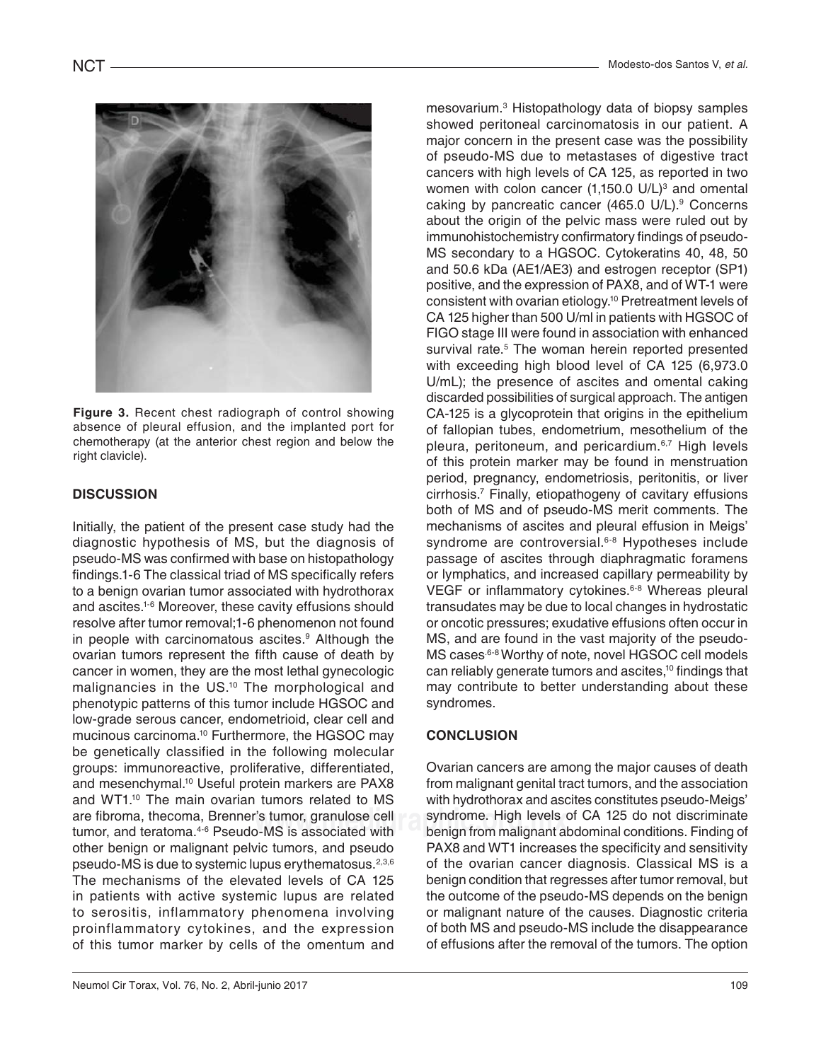**Figure 3.** Recent chest radiograph of control showing absence of pleural effusion, and the implanted port for chemotherapy (at the anterior chest region and below the right clavicle).

## DISCUSSION

Initially, the patient of the present case study had the diagnostic hypothesis of MS, but the diagnosis of pseudo-MS was confirmed with base on histopathology findings.1-6 The classical triad of MS specifically refers to a benign ovarian tumor associated with hydrothorax and ascites.[1-6] Moreover, these cavity effusions should resolve after tumor removal;1-6 phenomenon not found in people with carcinomatous ascites.[9] Although the ovarian tumors represent the fifth cause of death by cancer in women, they are the most lethal gynecologic malignancies in the US.[10] The morphological and phenotypic patterns of this tumor include HGSOC and low-grade serous cancer, endometrioid, clear cell and mucinous carcinoma.[10] Furthermore, the HGSOC may be genetically classified in the following molecular groups: immunoreactive, proliferative, differentiated, and mesenchymal.[10] Useful protein markers are PAX8 and WT1.[10] The main ovarian tumors related to MS are fibroma, thecoma, Brenner's tumor, granulose cell tumor, and teratoma.[4-6] Pseudo-MS is associated with other benign or malignant pelvic tumors, and pseudo pseudo-MS is due to systemic lupus erythematosus.[2,3,6] The mechanisms of the elevated levels of CA 125 in patients with active systemic lupus are related to serositis, inflammatory phenomena involving proinflammatory cytokines, and the expression of this tumor marker by cells of the omentum and mesovarium.[3] Histopathology data of biopsy samples showed peritoneal carcinomatosis in our patient. A major concern in the present case was the possibility of pseudo-MS due to metastases of digestive tract cancers with high levels of CA 125, as reported in two women with colon cancer (1,150.0 U/L)[3] and omental caking by pancreatic cancer (465.0 U/L).[9] Concerns about the origin of the pelvic mass were ruled out by immunohistochemistry confirmatory findings of pseudo-MS secondary to a HGSOC. Cytokeratins 40, 48, 50 and 50.6 kDa (AE1/AE3) and estrogen receptor (SP1) positive, and the expression of PAX8, and of WT-1 were consistent with ovarian etiology.[10] Pretreatment levels of CA 125 higher than 500 U/ml in patients with HGSOC of FIGO stage III were found in association with enhanced survival rate.[5] The woman herein reported presented with exceeding high blood level of CA 125 (6,973.0 U/mL); the presence of ascites and omental caking discarded possibilities of surgical approach. The antigen CA-125 is a glycoprotein that origins in the epithelium of fallopian tubes, endometrium, mesothelium of the pleura, peritoneum, and pericardium.[6,7] High levels of this protein marker may be found in menstruation period, pregnancy, endometriosis, peritonitis, or liver cirrhosis.[7] Finally, etiopathogeny of cavitary effusions both of MS and of pseudo-MS merit comments. The mechanisms of ascites and pleural effusion in Meigs' syndrome are controversial.[6-8] Hypotheses include passage of ascites through diaphragmatic foramens or lymphatics, and increased capillary permeability by VEGF or inflammatory cytokines.[6-8] Whereas pleural transudates may be due to local changes in hydrostatic or oncotic pressures; exudative effusions often occur in MS, and are found in the vast majority of the pseudo-MS cases.[6-8] Worthy of note, novel HGSOC cell models can reliably generate tumors and ascites,[10] findings that may contribute to better understanding about these syndromes.

## CONCLUSION

Ovarian cancers are among the major causes of death from malignant genital tract tumors, and the association with hydrothorax and ascites constitutes pseudo-Meigs' syndrome. High levels of CA 125 do not discriminate benign from malignant abdominal conditions. Finding of PAX8 and WT1 increases the specificity and sensitivity of the ovarian cancer diagnosis. Classical MS is a benign condition that regresses after tumor removal, but the outcome of the pseudo-MS depends on the benign or malignant nature of the causes. Diagnostic criteria of both MS and pseudo-MS include the disappearance of effusions after the removal of the tumors. The option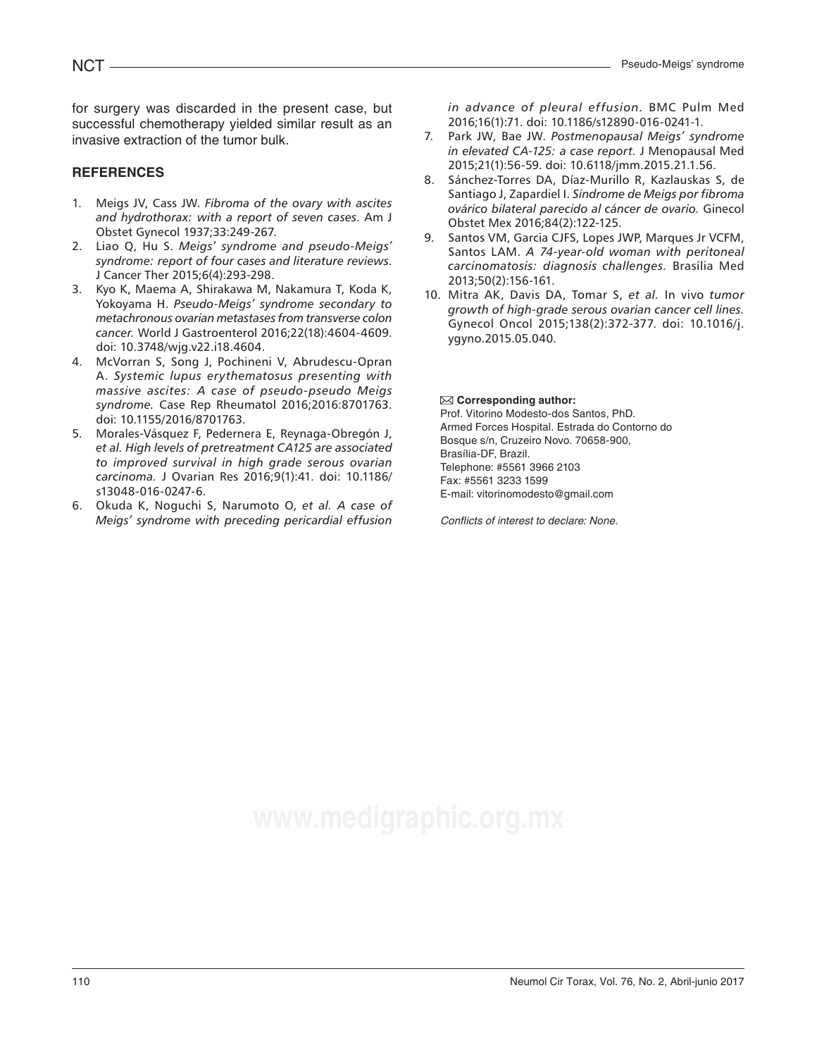for surgery was discarded in the present case, but successful chemotherapy yielded similar result as an invasive extraction of the tumor bulk.

## REFERENCES

1. Meigs JV, Cass JW. *Fibroma of the ovary with ascites and hydrothorax: with a report of seven cases.* Am J Obstet Gynecol 1937;33:249-267.
2. Liao Q, Hu S. *Meigs' syndrome and pseudo-Meigs' syndrome: report of four cases and literature reviews.* J Cancer Ther 2015;6(4):293-298.
3. Kyo K, Maema A, Shirakawa M, Nakamura T, Koda K, Yokoyama H. *Pseudo-Meigs' syndrome secondary to metachronous ovarian metastases from transverse colon cancer.* World J Gastroenterol 2016;22(18):4604-4609. doi: 10.3748/wjg.v22.i18.4604.
4. McVorran S, Song J, Pochineni V, Abrudescu-Opran A. *Systemic lupus erythematosus presenting with massive ascites: A case of pseudo-pseudo Meigs syndrome.* Case Rep Rheumatol 2016;2016:8701763. doi: 10.1155/2016/8701763.
5. Morales-Vásquez F, Pedernera E, Reynaga-Obregón J, *et al. High levels of pretreatment CA125 are associated to improved survival in high grade serous ovarian carcinoma.* J Ovarian Res 2016;9(1):41. doi: 10.1186/s13048-016-0247-6.
6. Okuda K, Noguchi S, Narumoto O, *et al. A case of Meigs' syndrome with preceding pericardial effusion in advance of pleural effusion.* BMC Pulm Med 2016;16(1):71. doi: 10.1186/s12890-016-0241-1.
7. Park JW, Bae JW. *Postmenopausal Meigs' syndrome in elevated CA-125: a case report.* J Menopausal Med 2015;21(1):56-59. doi: 10.6118/jmm.2015.21.1.56.
8. Sánchez-Torres DA, Díaz-Murillo R, Kazlauskas S, de Santiago J, Zapardiel I. *Síndrome de Meigs por fibroma ovárico bilateral parecido al cáncer de ovario.* Ginecol Obstet Mex 2016;84(2):122-125.
9. Santos VM, Garcia CJFS, Lopes JWP, Marques Jr VCFM, Santos LAM. *A 74-year-old woman with peritoneal carcinomatosis: diagnosis challenges.* Brasília Med 2013;50(2):156-161.
10. Mitra AK, Davis DA, Tomar S, *et al.* In vivo *tumor growth of high-grade serous ovarian cancer cell lines.* Gynecol Oncol 2015;138(2):372-377. doi: 10.1016/j.ygyno.2015.05.040.

✉ **Corresponding author:**
Prof. Vitorino Modesto-dos Santos, PhD.
Armed Forces Hospital. Estrada do Contorno do Bosque s/n, Cruzeiro Novo. 70658-900, Brasília-DF, Brazil.
Telephone: #5561 3966 2103
Fax: #5561 3233 1599
E-mail: vitorinomodesto@gmail.com

*Conflicts of interest to declare: None.*

www.medigraphic.org.mx